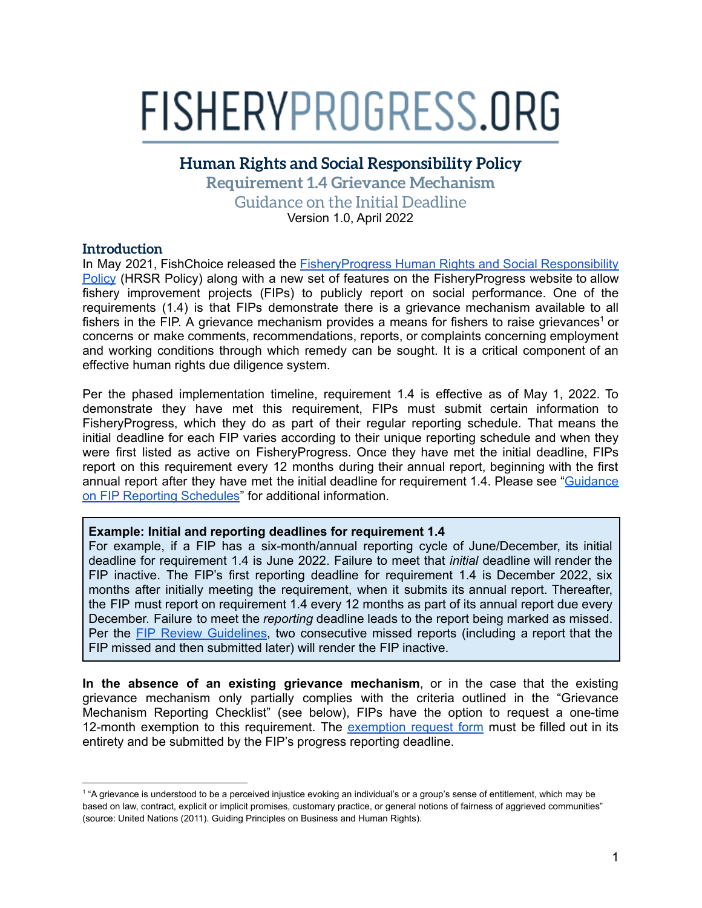# FISHERYPROGRESS.ORG

## Human Rights and Social Responsibility Policy

### Requirement 1.4 Grievance Mechanism

### Guidance on the Initial Deadline

Version 1.0, April 2022

## Introduction

In May 2021, FishChoice released the FisheryProgress Human Rights and Social Responsibility Policy (HRSR Policy) along with a new set of features on the FisheryProgress website to allow fishery improvement projects (FIPs) to publicly report on social performance. One of the requirements (1.4) is that FIPs demonstrate there is a grievance mechanism available to all fishers in the FIP. A grievance mechanism provides a means for fishers to raise grievances[1] or concerns or make comments, recommendations, reports, or complaints concerning employment and working conditions through which remedy can be sought. It is a critical component of an effective human rights due diligence system.

Per the phased implementation timeline, requirement 1.4 is effective as of May 1, 2022. To demonstrate they have met this requirement, FIPs must submit certain information to FisheryProgress, which they do as part of their regular reporting schedule. That means the initial deadline for each FIP varies according to their unique reporting schedule and when they were first listed as active on FisheryProgress. Once they have met the initial deadline, FIPs report on this requirement every 12 months during their annual report, beginning with the first annual report after they have met the initial deadline for requirement 1.4. Please see "Guidance on FIP Reporting Schedules" for additional information.

> **Example: Initial and reporting deadlines for requirement 1.4**
> For example, if a FIP has a six-month/annual reporting cycle of June/December, its initial deadline for requirement 1.4 is June 2022. Failure to meet that *initial* deadline will render the FIP inactive. The FIP's first reporting deadline for requirement 1.4 is December 2022, six months after initially meeting the requirement, when it submits its annual report. Thereafter, the FIP must report on requirement 1.4 every 12 months as part of its annual report due every December. Failure to meet the *reporting* deadline leads to the report being marked as missed. Per the FIP Review Guidelines, two consecutive missed reports (including a report that the FIP missed and then submitted later) will render the FIP inactive.

**In the absence of an existing grievance mechanism**, or in the case that the existing grievance mechanism only partially complies with the criteria outlined in the "Grievance Mechanism Reporting Checklist" (see below), FIPs have the option to request a one-time 12-month exemption to this requirement. The exemption request form must be filled out in its entirety and be submitted by the FIP's progress reporting deadline.

[1] "A grievance is understood to be a perceived injustice evoking an individual's or a group's sense of entitlement, which may be based on law, contract, explicit or implicit promises, customary practice, or general notions of fairness of aggrieved communities" (source: United Nations (2011). Guiding Principles on Business and Human Rights).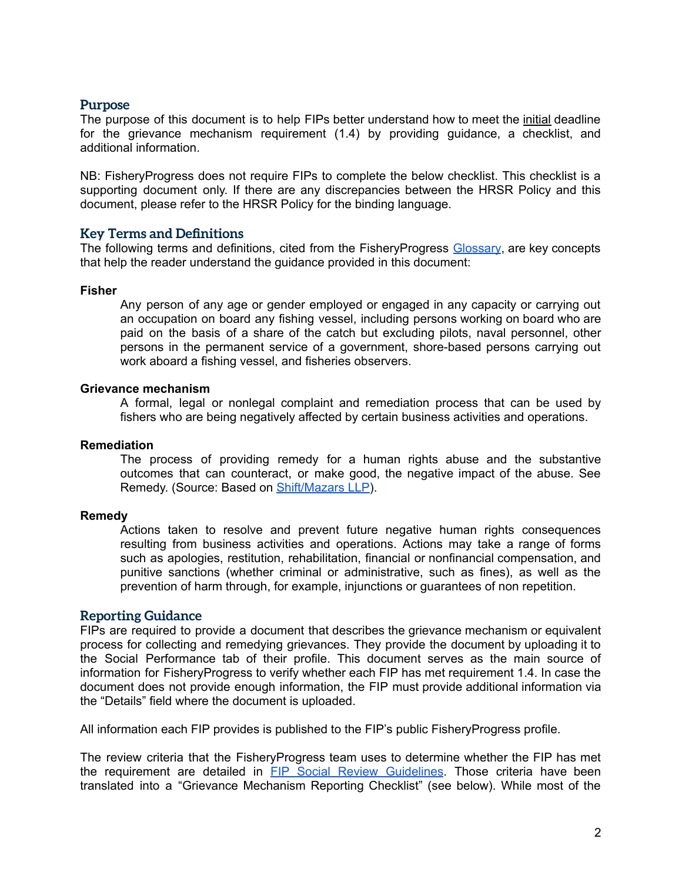## Purpose

The purpose of this document is to help FIPs better understand how to meet the initial deadline for the grievance mechanism requirement (1.4) by providing guidance, a checklist, and additional information.

NB: FisheryProgress does not require FIPs to complete the below checklist. This checklist is a supporting document only. If there are any discrepancies between the HRSR Policy and this document, please refer to the HRSR Policy for the binding language.

## Key Terms and Definitions

The following terms and definitions, cited from the FisheryProgress Glossary, are key concepts that help the reader understand the guidance provided in this document:

**Fisher**

> Any person of any age or gender employed or engaged in any capacity or carrying out an occupation on board any fishing vessel, including persons working on board who are paid on the basis of a share of the catch but excluding pilots, naval personnel, other persons in the permanent service of a government, shore-based persons carrying out work aboard a fishing vessel, and fisheries observers.

**Grievance mechanism**

> A formal, legal or nonlegal complaint and remediation process that can be used by fishers who are being negatively affected by certain business activities and operations.

**Remediation**

> The process of providing remedy for a human rights abuse and the substantive outcomes that can counteract, or make good, the negative impact of the abuse. See Remedy. (Source: Based on Shift/Mazars LLP).

**Remedy**

> Actions taken to resolve and prevent future negative human rights consequences resulting from business activities and operations. Actions may take a range of forms such as apologies, restitution, rehabilitation, financial or nonfinancial compensation, and punitive sanctions (whether criminal or administrative, such as fines), as well as the prevention of harm through, for example, injunctions or guarantees of non repetition.

## Reporting Guidance

FIPs are required to provide a document that describes the grievance mechanism or equivalent process for collecting and remedying grievances. They provide the document by uploading it to the Social Performance tab of their profile. This document serves as the main source of information for FisheryProgress to verify whether each FIP has met requirement 1.4. In case the document does not provide enough information, the FIP must provide additional information via the "Details" field where the document is uploaded.

All information each FIP provides is published to the FIP's public FisheryProgress profile.

The review criteria that the FisheryProgress team uses to determine whether the FIP has met the requirement are detailed in FIP Social Review Guidelines. Those criteria have been translated into a "Grievance Mechanism Reporting Checklist" (see below). While most of the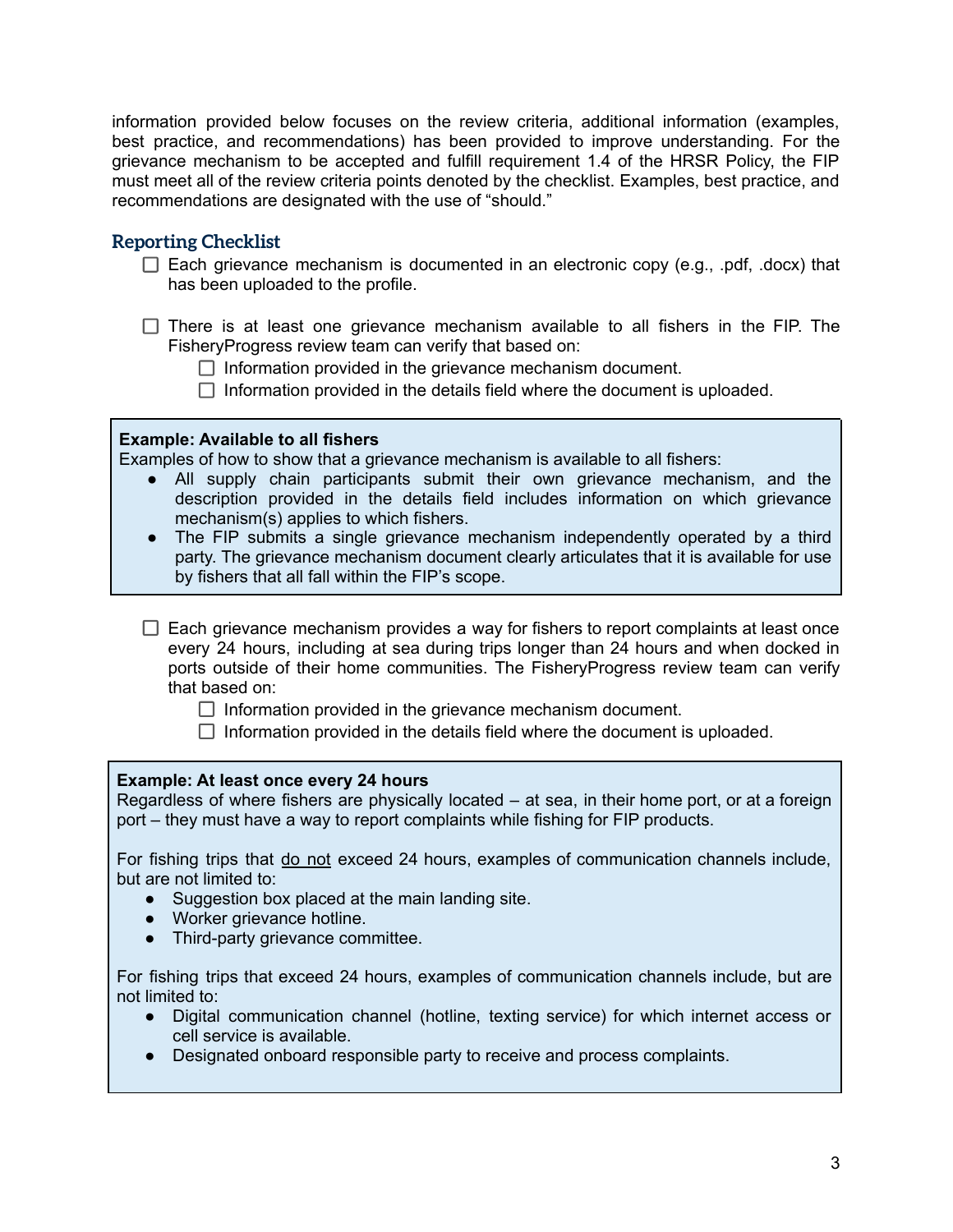information provided below focuses on the review criteria, additional information (examples, best practice, and recommendations) has been provided to improve understanding. For the grievance mechanism to be accepted and fulfill requirement 1.4 of the HRSR Policy, the FIP must meet all of the review criteria points denoted by the checklist. Examples, best practice, and recommendations are designated with the use of "should."

## Reporting Checklist

- ☐ Each grievance mechanism is documented in an electronic copy (e.g., .pdf, .docx) that has been uploaded to the profile.

- ☐ There is at least one grievance mechanism available to all fishers in the FIP. The FisheryProgress review team can verify that based on:
  - ☐ Information provided in the grievance mechanism document.
  - ☐ Information provided in the details field where the document is uploaded.

> **Example: Available to all fishers**
> Examples of how to show that a grievance mechanism is available to all fishers:
> - All supply chain participants submit their own grievance mechanism, and the description provided in the details field includes information on which grievance mechanism(s) applies to which fishers.
> - The FIP submits a single grievance mechanism independently operated by a third party. The grievance mechanism document clearly articulates that it is available for use by fishers that all fall within the FIP's scope.

- ☐ Each grievance mechanism provides a way for fishers to report complaints at least once every 24 hours, including at sea during trips longer than 24 hours and when docked in ports outside of their home communities. The FisheryProgress review team can verify that based on:
  - ☐ Information provided in the grievance mechanism document.
  - ☐ Information provided in the details field where the document is uploaded.

> **Example: At least once every 24 hours**
> Regardless of where fishers are physically located – at sea, in their home port, or at a foreign port – they must have a way to report complaints while fishing for FIP products.
>
> For fishing trips that do not exceed 24 hours, examples of communication channels include, but are not limited to:
> - Suggestion box placed at the main landing site.
> - Worker grievance hotline.
> - Third-party grievance committee.
>
> For fishing trips that exceed 24 hours, examples of communication channels include, but are not limited to:
> - Digital communication channel (hotline, texting service) for which internet access or cell service is available.
> - Designated onboard responsible party to receive and process complaints.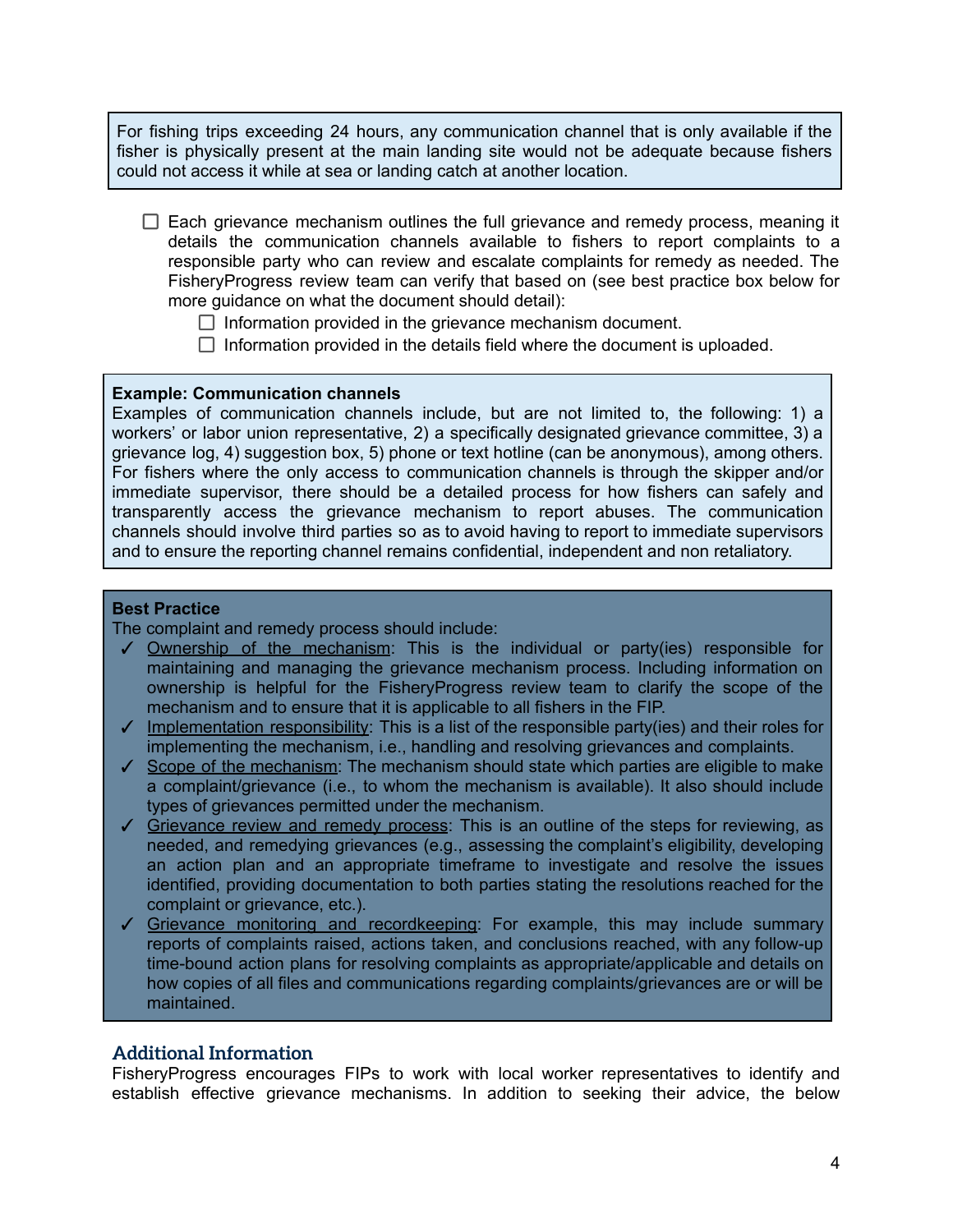For fishing trips exceeding 24 hours, any communication channel that is only available if the fisher is physically present at the main landing site would not be adequate because fishers could not access it while at sea or landing catch at another location.

- ☐ Each grievance mechanism outlines the full grievance and remedy process, meaning it details the communication channels available to fishers to report complaints to a responsible party who can review and escalate complaints for remedy as needed. The FisheryProgress review team can verify that based on (see best practice box below for more guidance on what the document should detail):
  - ☐ Information provided in the grievance mechanism document.
  - ☐ Information provided in the details field where the document is uploaded.

**Example: Communication channels**
Examples of communication channels include, but are not limited to, the following: 1) a workers' or labor union representative, 2) a specifically designated grievance committee, 3) a grievance log, 4) suggestion box, 5) phone or text hotline (can be anonymous), among others. For fishers where the only access to communication channels is through the skipper and/or immediate supervisor, there should be a detailed process for how fishers can safely and transparently access the grievance mechanism to report abuses. The communication channels should involve third parties so as to avoid having to report to immediate supervisors and to ensure the reporting channel remains confidential, independent and non retaliatory.

**Best Practice**
The complaint and remedy process should include:

- ✓ Ownership of the mechanism: This is the individual or party(ies) responsible for maintaining and managing the grievance mechanism process. Including information on ownership is helpful for the FisheryProgress review team to clarify the scope of the mechanism and to ensure that it is applicable to all fishers in the FIP.
- ✓ Implementation responsibility: This is a list of the responsible party(ies) and their roles for implementing the mechanism, i.e., handling and resolving grievances and complaints.
- ✓ Scope of the mechanism: The mechanism should state which parties are eligible to make a complaint/grievance (i.e., to whom the mechanism is available). It also should include types of grievances permitted under the mechanism.
- ✓ Grievance review and remedy process: This is an outline of the steps for reviewing, as needed, and remedying grievances (e.g., assessing the complaint's eligibility, developing an action plan and an appropriate timeframe to investigate and resolve the issues identified, providing documentation to both parties stating the resolutions reached for the complaint or grievance, etc.).
- ✓ Grievance monitoring and recordkeeping: For example, this may include summary reports of complaints raised, actions taken, and conclusions reached, with any follow-up time-bound action plans for resolving complaints as appropriate/applicable and details on how copies of all files and communications regarding complaints/grievances are or will be maintained.

## Additional Information

FisheryProgress encourages FIPs to work with local worker representatives to identify and establish effective grievance mechanisms. In addition to seeking their advice, the below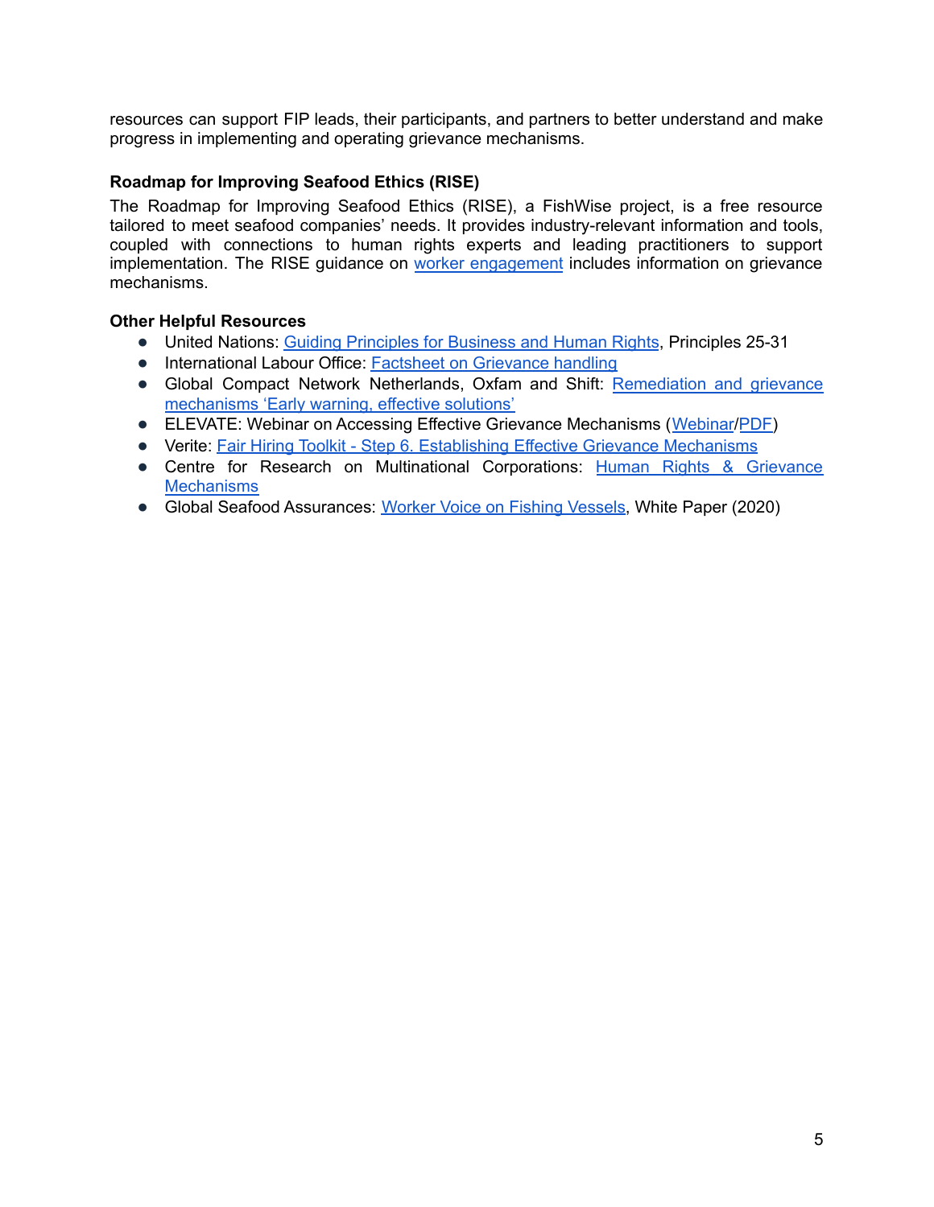resources can support FIP leads, their participants, and partners to better understand and make progress in implementing and operating grievance mechanisms.

### Roadmap for Improving Seafood Ethics (RISE)

The Roadmap for Improving Seafood Ethics (RISE), a FishWise project, is a free resource tailored to meet seafood companies' needs. It provides industry-relevant information and tools, coupled with connections to human rights experts and leading practitioners to support implementation. The RISE guidance on worker engagement includes information on grievance mechanisms.

### Other Helpful Resources

- United Nations: Guiding Principles for Business and Human Rights, Principles 25-31
- International Labour Office: Factsheet on Grievance handling
- Global Compact Network Netherlands, Oxfam and Shift: Remediation and grievance mechanisms 'Early warning, effective solutions'
- ELEVATE: Webinar on Accessing Effective Grievance Mechanisms (Webinar/PDF)
- Verite: Fair Hiring Toolkit - Step 6. Establishing Effective Grievance Mechanisms
- Centre for Research on Multinational Corporations: Human Rights & Grievance Mechanisms
- Global Seafood Assurances: Worker Voice on Fishing Vessels, White Paper (2020)